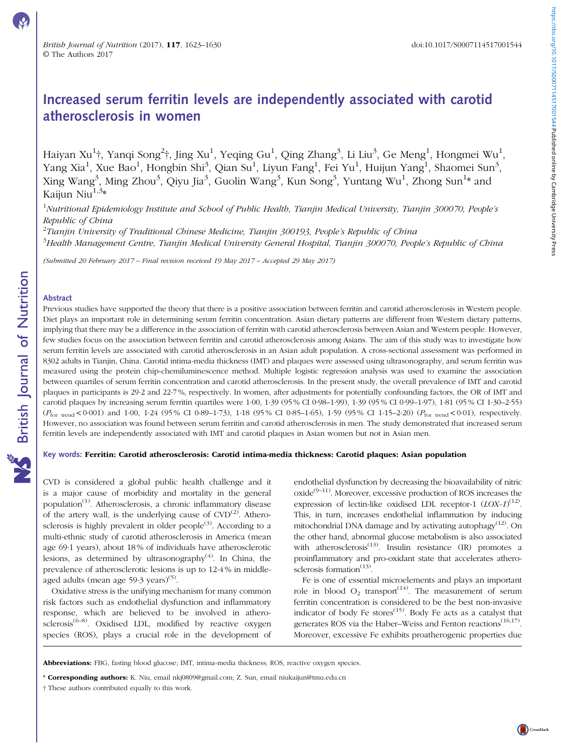# Increased serum ferritin levels are independently associated with carotid atherosclerosis in women

Haiyan Xu[1]†, Yanqi Song[2]†, Jing Xu[1], Yeqing Gu[1], Qing Zhang[3], Li Liu[3], Ge Meng[1], Hongmei Wu[1], Yang Xia[1], Xue Bao[1], Hongbin Shi[3], Qian Su[1], Liyun Fang[1], Fei Yu[1], Huijun Yang[1], Shaomei Sun[3], Xing Wang[3], Ming Zhou[3], Qiyu Jia[3], Guolin Wang[3], Kun Song[3], Yuntang Wu[1], Zhong Sun[1]* and Kaijun Niu[1,3]*

[1]*Nutritional Epidemiology Institute and School of Public Health, Tianjin Medical University, Tianjin 300070, People's Republic of China*

[2]*Tianjin University of Traditional Chinese Medicine, Tianjin 300193, People's Republic of China*

[3]*Health Management Centre, Tianjin Medical University General Hospital, Tianjin 300070, People's Republic of China*

*(Submitted 20 February 2017 – Final revision received 19 May 2017 – Accepted 29 May 2017)*

## Abstract

Previous studies have supported the theory that there is a positive association between ferritin and carotid atherosclerosis in Western people. Diet plays an important role in determining serum ferritin concentration. Asian dietary patterns are different from Western dietary patterns, implying that there may be a difference in the association of ferritin with carotid atherosclerosis between Asian and Western people. However, few studies focus on the association between ferritin and carotid atherosclerosis among Asians. The aim of this study was to investigate how serum ferritin levels are associated with carotid atherosclerosis in an Asian adult population. A cross-sectional assessment was performed in 8302 adults in Tianjin, China. Carotid intima-media thickness (IMT) and plaques were assessed using ultrasonography, and serum ferritin was measured using the protein chip-chemiluminescence method. Multiple logistic regression analysis was used to examine the association between quartiles of serum ferritin concentration and carotid atherosclerosis. In the present study, the overall prevalence of IMT and carotid plaques in participants is 29·2 and 22·7 %, respectively. In women, after adjustments for potentially confounding factors, the OR of IMT and carotid plaques by increasing serum ferritin quartiles were 1·00, 1·39 (95 % CI 0·98–1·99), 1·39 (95 % CI 0·99–1·97), 1·81 (95 % CI 1·30–2·55) ($P_{\text{for trend}} < 0·001$) and 1·00, 1·24 (95 % CI 0·89–1·73), 1·18 (95 % CI 0·85–1·65), 1·59 (95 % CI 1·15–2·20) ($P_{\text{for trend}} < 0·01$), respectively. However, no association was found between serum ferritin and carotid atherosclerosis in men. The study demonstrated that increased serum ferritin levels are independently associated with IMT and carotid plaques in Asian women but not in Asian men.

**Key words: Ferritin: Carotid atherosclerosis: Carotid intima-media thickness: Carotid plaques: Asian population**

CVD is considered a global public health challenge and it is a major cause of morbidity and mortality in the general population[1]. Atherosclerosis, a chronic inflammatory disease of the artery wall, is the underlying cause of CVD[2]. Atherosclerosis is highly prevalent in older people[3]. According to a multi-ethnic study of carotid atherosclerosis in America (mean age 69·1 years), about 18 % of individuals have atherosclerotic lesions, as determined by ultrasonography[4]. In China, the prevalence of atherosclerotic lesions is up to 12·4 % in middle-aged adults (mean age 59·3 years)[5].

Oxidative stress is the unifying mechanism for many common risk factors such as endothelial dysfunction and inflammatory response, which are believed to be involved in atherosclerosis[6–8]. Oxidised LDL, modified by reactive oxygen species (ROS), plays a crucial role in the development of endothelial dysfunction by decreasing the bioavailability of nitric oxide[9–11]. Moreover, excessive production of ROS increases the expression of lectin-like oxidised LDL receptor-1 (*LOX-1*)[12]. This, in turn, increases endothelial inflammation by inducing mitochondrial DNA damage and by activating autophagy[12]. On the other hand, abnormal glucose metabolism is also associated with atherosclerosis[13]. Insulin resistance (IR) promotes a proinflammatory and pro-oxidant state that accelerates atherosclerosis formation[13].

Fe is one of essential microelements and plays an important role in blood $O_2$ transport[14]. The measurement of serum ferritin concentration is considered to be the best non-invasive indicator of body Fe stores[15]. Body Fe acts as a catalyst that generates ROS via the Haber–Weiss and Fenton reactions[16,17]. Moreover, excessive Fe exhibits proatherogenic properties due

---

**Abbreviations:** FBG, fasting blood glucose; IMT, intima-media thickness; ROS, reactive oxygen species.

\* **Corresponding authors:** K. Niu, email nkj0809@gmail.com; Z. Sun, email niukaijun@tmu.edu.cn

† These authors contributed equally to this work.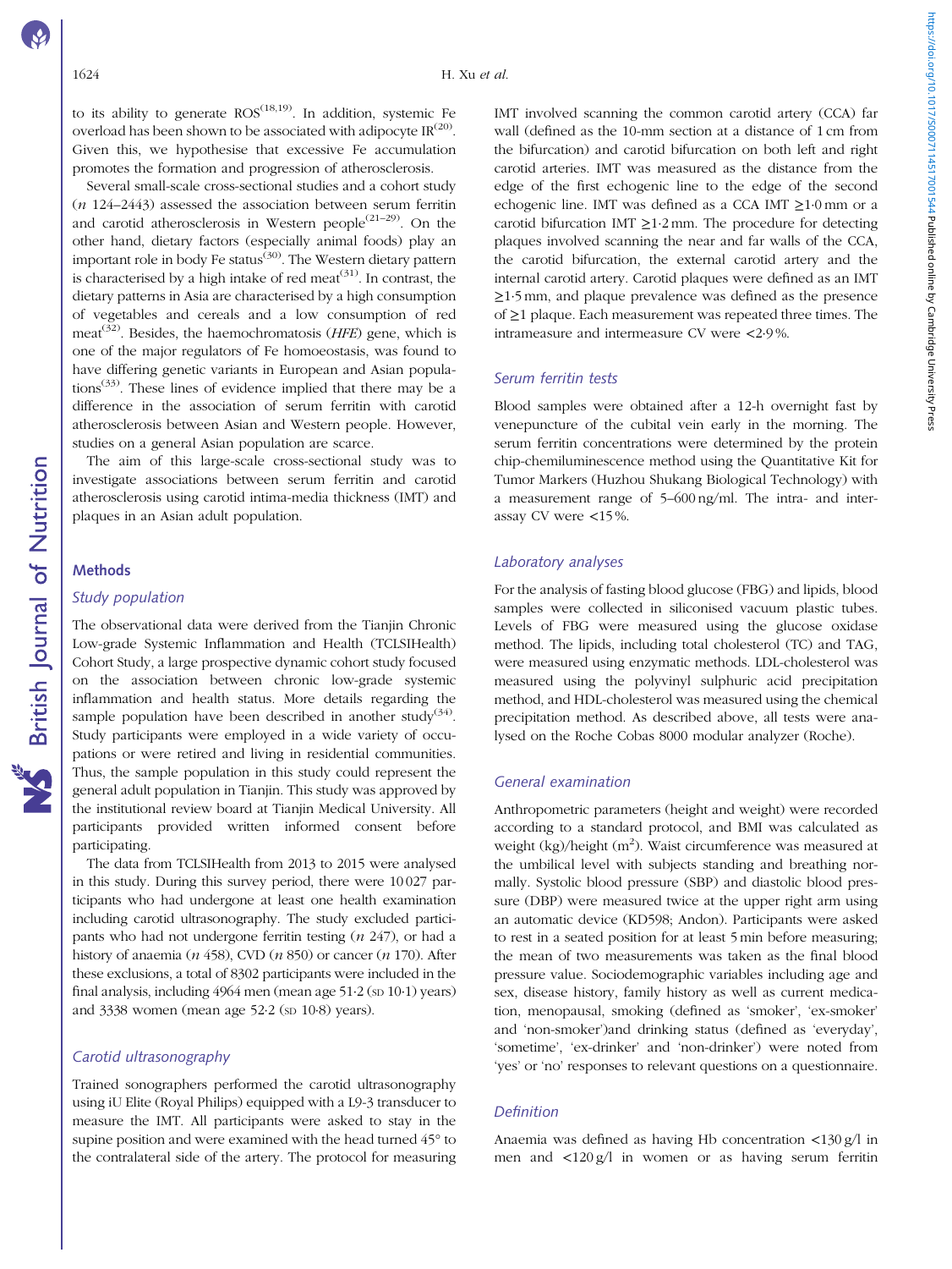to its ability to generate ROS[18,19]. In addition, systemic Fe overload has been shown to be associated with adipocyte IR[20]. Given this, we hypothesise that excessive Fe accumulation promotes the formation and progression of atherosclerosis.

Several small-scale cross-sectional studies and a cohort study (*n* 124–2443) assessed the association between serum ferritin and carotid atherosclerosis in Western people[21–29]. On the other hand, dietary factors (especially animal foods) play an important role in body Fe status[30]. The Western dietary pattern is characterised by a high intake of red meat[31]. In contrast, the dietary patterns in Asia are characterised by a high consumption of vegetables and cereals and a low consumption of red meat[32]. Besides, the haemochromatosis (*HFE*) gene, which is one of the major regulators of Fe homoeostasis, was found to have differing genetic variants in European and Asian populations[33]. These lines of evidence implied that there may be a difference in the association of serum ferritin with carotid atherosclerosis between Asian and Western people. However, studies on a general Asian population are scarce.

The aim of this large-scale cross-sectional study was to investigate associations between serum ferritin and carotid atherosclerosis using carotid intima-media thickness (IMT) and plaques in an Asian adult population.

## Methods

### Study population

The observational data were derived from the Tianjin Chronic Low-grade Systemic Inflammation and Health (TCLSIHealth) Cohort Study, a large prospective dynamic cohort study focused on the association between chronic low-grade systemic inflammation and health status. More details regarding the sample population have been described in another study[34]. Study participants were employed in a wide variety of occupations or were retired and living in residential communities. Thus, the sample population in this study could represent the general adult population in Tianjin. This study was approved by the institutional review board at Tianjin Medical University. All participants provided written informed consent before participating.

The data from TCLSIHealth from 2013 to 2015 were analysed in this study. During this survey period, there were 10 027 participants who had undergone at least one health examination including carotid ultrasonography. The study excluded participants who had not undergone ferritin testing (*n* 247), or had a history of anaemia (*n* 458), CVD (*n* 850) or cancer (*n* 170). After these exclusions, a total of 8302 participants were included in the final analysis, including 4964 men (mean age 51·2 (SD 10·1) years) and 3338 women (mean age 52·2 (SD 10·8) years).

### Carotid ultrasonography

Trained sonographers performed the carotid ultrasonography using iU Elite (Royal Philips) equipped with a L9-3 transducer to measure the IMT. All participants were asked to stay in the supine position and were examined with the head turned 45° to the contralateral side of the artery. The protocol for measuring IMT involved scanning the common carotid artery (CCA) far wall (defined as the 10-mm section at a distance of 1 cm from the bifurcation) and carotid bifurcation on both left and right carotid arteries. IMT was measured as the distance from the edge of the first echogenic line to the edge of the second echogenic line. IMT was defined as a CCA IMT ≥1·0 mm or a carotid bifurcation IMT ≥1·2 mm. The procedure for detecting plaques involved scanning the near and far walls of the CCA, the carotid bifurcation, the external carotid artery and the internal carotid artery. Carotid plaques were defined as an IMT ≥1·5 mm, and plaque prevalence was defined as the presence of ≥1 plaque. Each measurement was repeated three times. The intrameasure and intermeasure CV were <2·9 %.

### Serum ferritin tests

Blood samples were obtained after a 12-h overnight fast by venepuncture of the cubital vein early in the morning. The serum ferritin concentrations were determined by the protein chip-chemiluminescence method using the Quantitative Kit for Tumor Markers (Huzhou Shukang Biological Technology) with a measurement range of 5–600 ng/ml. The intra- and inter-assay CV were <15 %.

### Laboratory analyses

For the analysis of fasting blood glucose (FBG) and lipids, blood samples were collected in siliconised vacuum plastic tubes. Levels of FBG were measured using the glucose oxidase method. The lipids, including total cholesterol (TC) and TAG, were measured using enzymatic methods. LDL-cholesterol was measured using the polyvinyl sulphuric acid precipitation method, and HDL-cholesterol was measured using the chemical precipitation method. As described above, all tests were analysed on the Roche Cobas 8000 modular analyzer (Roche).

### General examination

Anthropometric parameters (height and weight) were recorded according to a standard protocol, and BMI was calculated as weight (kg)/height (m$^2$). Waist circumference was measured at the umbilical level with subjects standing and breathing normally. Systolic blood pressure (SBP) and diastolic blood pressure (DBP) were measured twice at the upper right arm using an automatic device (KD598; Andon). Participants were asked to rest in a seated position for at least 5 min before measuring; the mean of two measurements was taken as the final blood pressure value. Sociodemographic variables including age and sex, disease history, family history as well as current medication, menopausal, smoking (defined as 'smoker', 'ex-smoker' and 'non-smoker')and drinking status (defined as 'everyday', 'sometime', 'ex-drinker' and 'non-drinker') were noted from 'yes' or 'no' responses to relevant questions on a questionnaire.

### Definition

Anaemia was defined as having Hb concentration <130 g/l in men and <120 g/l in women or as having serum ferritin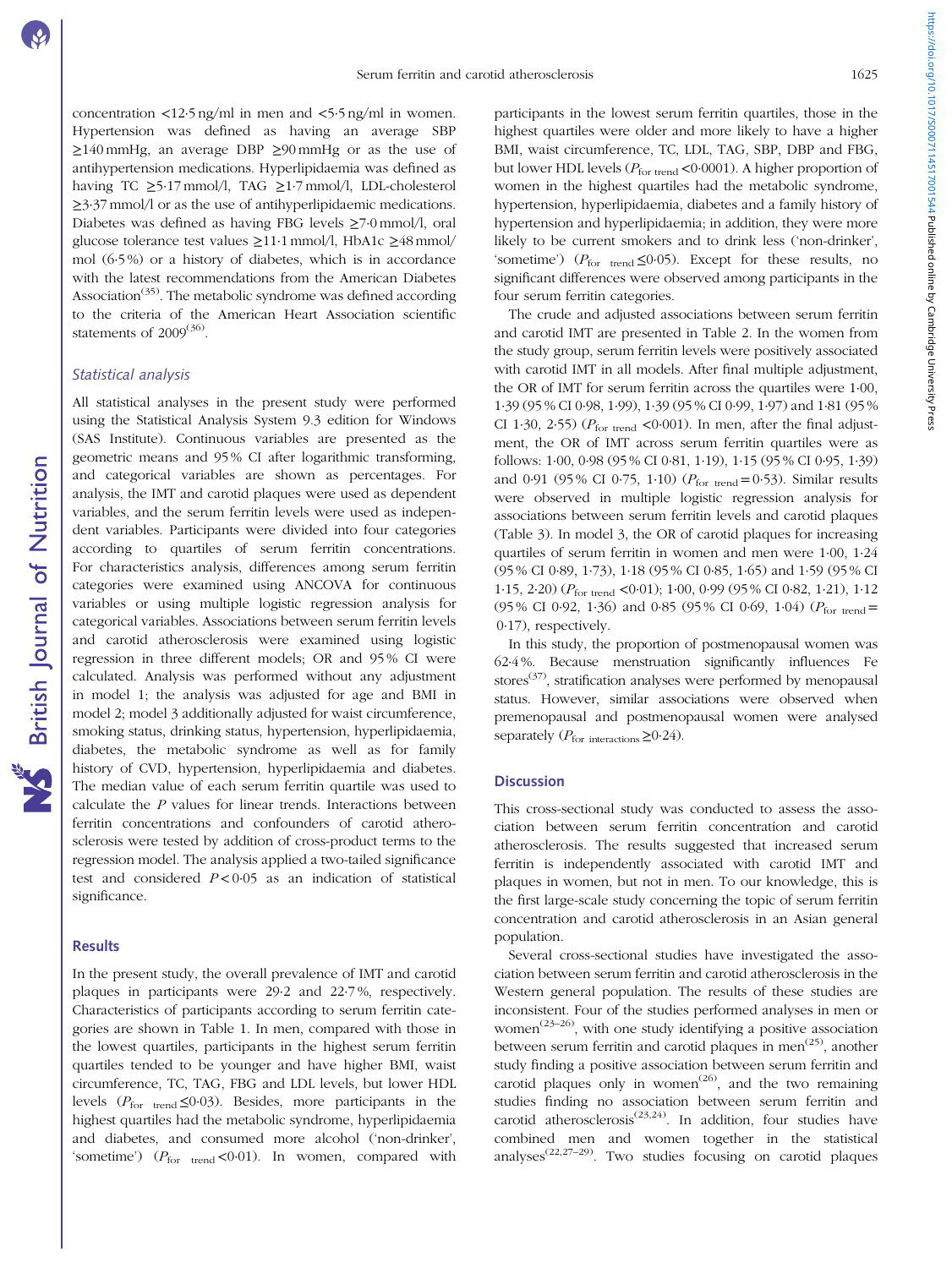concentration <12·5 ng/ml in men and <5·5 ng/ml in women. Hypertension was defined as having an average SBP ≥140 mmHg, an average DBP ≥90 mmHg or as the use of antihypertension medications. Hyperlipidaemia was defined as having TC ≥5·17 mmol/l, TAG ≥1·7 mmol/l, LDL-cholesterol ≥3·37 mmol/l or as the use of antihyperlipidaemic medications. Diabetes was defined as having FBG levels ≥7·0 mmol/l, oral glucose tolerance test values ≥11·1 mmol/l, HbA1c ≥48 mmol/mol (6·5 %) or a history of diabetes, which is in accordance with the latest recommendations from the American Diabetes Association[35]. The metabolic syndrome was defined according to the criteria of the American Heart Association scientific statements of 2009[36].

### Statistical analysis

All statistical analyses in the present study were performed using the Statistical Analysis System 9.3 edition for Windows (SAS Institute). Continuous variables are presented as the geometric means and 95 % CI after logarithmic transforming, and categorical variables are shown as percentages. For analysis, the IMT and carotid plaques were used as dependent variables, and the serum ferritin levels were used as independent variables. Participants were divided into four categories according to quartiles of serum ferritin concentrations. For characteristics analysis, differences among serum ferritin categories were examined using ANCOVA for continuous variables or using multiple logistic regression analysis for categorical variables. Associations between serum ferritin levels and carotid atherosclerosis were examined using logistic regression in three different models; OR and 95 % CI were calculated. Analysis was performed without any adjustment in model 1; the analysis was adjusted for age and BMI in model 2; model 3 additionally adjusted for waist circumference, smoking status, drinking status, hypertension, hyperlipidaemia, diabetes, the metabolic syndrome as well as for family history of CVD, hypertension, hyperlipidaemia and diabetes. The median value of each serum ferritin quartile was used to calculate the *P* values for linear trends. Interactions between ferritin concentrations and confounders of carotid atherosclerosis were tested by addition of cross-product terms to the regression model. The analysis applied a two-tailed significance test and considered $P<0·05$ as an indication of statistical significance.

## Results

In the present study, the overall prevalence of IMT and carotid plaques in participants were 29·2 and 22·7 %, respectively. Characteristics of participants according to serum ferritin categories are shown in Table 1. In men, compared with those in the lowest quartiles, participants in the highest serum ferritin quartiles tended to be younger and have higher BMI, waist circumference, TC, TAG, FBG and LDL levels, but lower HDL levels ($P_{\text{for trend}} \leq 0·03$). Besides, more participants in the highest quartiles had the metabolic syndrome, hyperlipidaemia and diabetes, and consumed more alcohol ('non-drinker', 'sometime') ($P_{\text{for trend}} <0·01$). In women, compared with participants in the lowest serum ferritin quartiles, those in the highest quartiles were older and more likely to have a higher BMI, waist circumference, TC, LDL, TAG, SBP, DBP and FBG, but lower HDL levels ($P_{\text{for trend}} <0·0001$). A higher proportion of women in the highest quartiles had the metabolic syndrome, hypertension, hyperlipidaemia, diabetes and a family history of hypertension and hyperlipidaemia; in addition, they were more likely to be current smokers and to drink less ('non-drinker', 'sometime') ($P_{\text{for trend}} \leq 0·05$). Except for these results, no significant differences were observed among participants in the four serum ferritin categories.

The crude and adjusted associations between serum ferritin and carotid IMT are presented in Table 2. In the women from the study group, serum ferritin levels were positively associated with carotid IMT in all models. After final multiple adjustment, the OR of IMT for serum ferritin across the quartiles were 1·00, 1·39 (95 % CI 0·98, 1·99), 1·39 (95 % CI 0·99, 1·97) and 1·81 (95 % CI 1·30, 2·55) ($P_{\text{for trend}} <0·001$). In men, after the final adjustment, the OR of IMT across serum ferritin quartiles were as follows: 1·00, 0·98 (95 % CI 0·81, 1·19), 1·15 (95 % CI 0·95, 1·39) and 0·91 (95 % CI 0·75, 1·10) ($P_{\text{for trend}} = 0·53$). Similar results were observed in multiple logistic regression analysis for associations between serum ferritin levels and carotid plaques (Table 3). In model 3, the OR of carotid plaques for increasing quartiles of serum ferritin in women and men were 1·00, 1·24 (95 % CI 0·89, 1·73), 1·18 (95 % CI 0·85, 1·65) and 1·59 (95 % CI 1·15, 2·20) ($P_{\text{for trend}} <0·01$); 1·00, 0·99 (95 % CI 0·82, 1·21), 1·12 (95 % CI 0·92, 1·36) and 0·85 (95 % CI 0·69, 1·04) ($P_{\text{for trend}} = 0·17$), respectively.

In this study, the proportion of postmenopausal women was 62·4 %. Because menstruation significantly influences Fe stores[37], stratification analyses were performed by menopausal status. However, similar associations were observed when premenopausal and postmenopausal women were analysed separately ($P_{\text{for interactions}} \geq 0·24$).

## Discussion

This cross-sectional study was conducted to assess the association between serum ferritin concentration and carotid atherosclerosis. The results suggested that increased serum ferritin is independently associated with carotid IMT and plaques in women, but not in men. To our knowledge, this is the first large-scale study concerning the topic of serum ferritin concentration and carotid atherosclerosis in an Asian general population.

Several cross-sectional studies have investigated the association between serum ferritin and carotid atherosclerosis in the Western general population. The results of these studies are inconsistent. Four of the studies performed analyses in men or women[23–26], with one study identifying a positive association between serum ferritin and carotid plaques in men[25], another study finding a positive association between serum ferritin and carotid plaques only in women[26], and the two remaining studies finding no association between serum ferritin and carotid atherosclerosis[23,24]. In addition, four studies have combined men and women together in the statistical analyses[22,27–29]. Two studies focusing on carotid plaques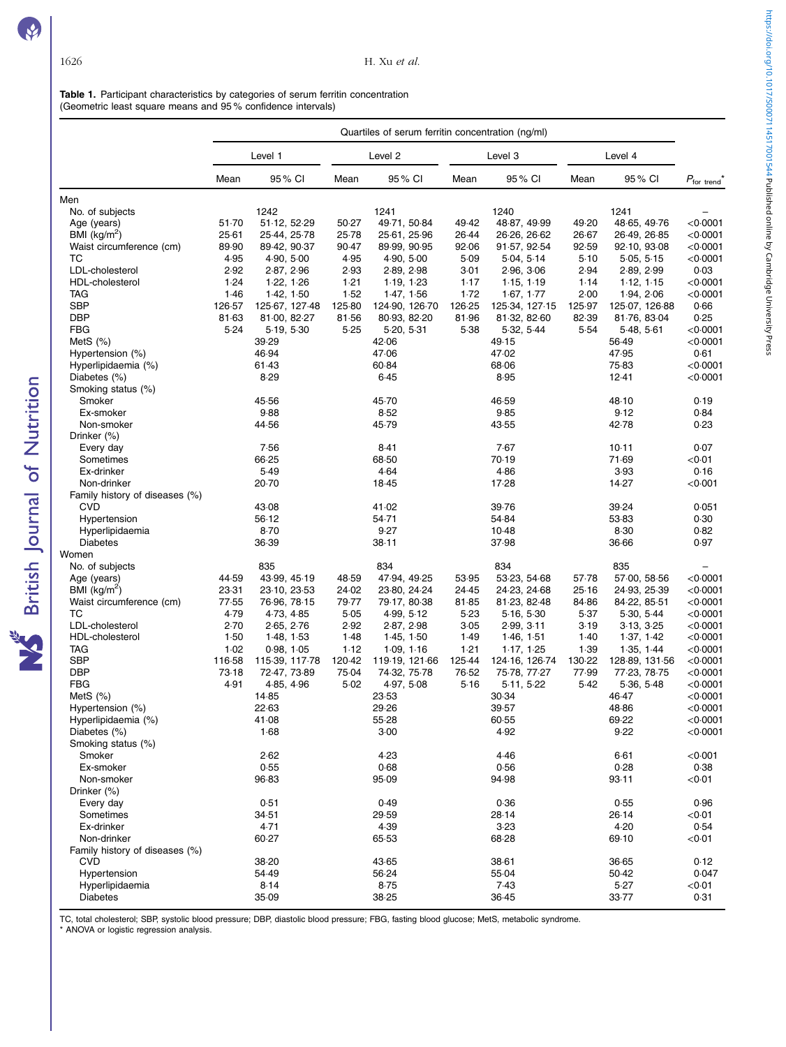**Table 1.** Participant characteristics by categories of serum ferritin concentration
(Geometric least square means and 95 % confidence intervals)

| | Quartiles of serum ferritin concentration (ng/ml) | | | | | | | | |
|---|---|---|---|---|---|---|---|---|---|
| | Level 1 | | Level 2 | | Level 3 | | Level 4 | | |
| | Mean | 95 % CI | Mean | 95 % CI | Mean | 95 % CI | Mean | 95 % CI | $P_{\text{for trend}}$* |
| **Men** | | | | | | | | | |
| No. of subjects | | 1242 | | 1241 | | 1240 | | 1241 | – |
| Age (years) | 51·70 | 51·12, 52·29 | 50·27 | 49·71, 50·84 | 49·42 | 48·87, 49·99 | 49·20 | 48·65, 49·76 | <0·0001 |
| BMI (kg/m²) | 25·61 | 25·44, 25·78 | 25·78 | 25·61, 25·96 | 26·44 | 26·26, 26·62 | 26·67 | 26·49, 26·85 | <0·0001 |
| Waist circumference (cm) | 89·90 | 89·42, 90·37 | 90·47 | 89·99, 90·95 | 92·06 | 91·57, 92·54 | 92·59 | 92·10, 93·08 | <0·0001 |
| TC | 4·95 | 4·90, 5·00 | 4·95 | 4·90, 5·00 | 5·09 | 5·04, 5·14 | 5·10 | 5·05, 5·15 | <0·0001 |
| LDL-cholesterol | 2·92 | 2·87, 2·96 | 2·93 | 2·89, 2·98 | 3·01 | 2·96, 3·06 | 2·94 | 2·89, 2·99 | 0·03 |
| HDL-cholesterol | 1·24 | 1·22, 1·26 | 1·21 | 1·19, 1·23 | 1·17 | 1·15, 1·19 | 1·14 | 1·12, 1·15 | <0·0001 |
| TAG | 1·46 | 1·42, 1·50 | 1·52 | 1·47, 1·56 | 1·72 | 1·67, 1·77 | 2·00 | 1·94, 2·06 | <0·0001 |
| SBP | 126·57 | 125·67, 127·48 | 125·80 | 124·90, 126·70 | 126·25 | 125·34, 127·15 | 125·97 | 125·07, 126·88 | 0·66 |
| DBP | 81·63 | 81·00, 82·27 | 81·56 | 80·93, 82·20 | 81·96 | 81·32, 82·60 | 82·39 | 81·76, 83·04 | 0·25 |
| FBG | 5·24 | 5·19, 5·30 | 5·25 | 5·20, 5·31 | 5·38 | 5·32, 5·44 | 5·54 | 5·48, 5·61 | <0·0001 |
| MetS (%) | | 39·29 | | 42·06 | | 49·15 | | 56·49 | <0·0001 |
| Hypertension (%) | | 46·94 | | 47·06 | | 47·02 | | 47·95 | 0·61 |
| Hyperlipidaemia (%) | | 61·43 | | 60·84 | | 68·06 | | 75·83 | <0·0001 |
| Diabetes (%) | | 8·29 | | 6·45 | | 8·95 | | 12·41 | <0·0001 |
| Smoking status (%) | | | | | | | | | |
| Smoker | | 45·56 | | 45·70 | | 46·59 | | 48·10 | 0·19 |
| Ex-smoker | | 9·88 | | 8·52 | | 9·85 | | 9·12 | 0·84 |
| Non-smoker | | 44·56 | | 45·79 | | 43·55 | | 42·78 | 0·23 |
| Drinker (%) | | | | | | | | | |
| Every day | | 7·56 | | 8·41 | | 7·67 | | 10·11 | 0·07 |
| Sometimes | | 66·25 | | 68·50 | | 70·19 | | 71·69 | <0·01 |
| Ex-drinker | | 5·49 | | 4·64 | | 4·86 | | 3·93 | 0·16 |
| Non-drinker | | 20·70 | | 18·45 | | 17·28 | | 14·27 | <0·001 |
| Family history of diseases (%) | | | | | | | | | |
| CVD | | 43·08 | | 41·02 | | 39·76 | | 39·24 | 0·051 |
| Hypertension | | 56·12 | | 54·71 | | 54·84 | | 53·83 | 0·30 |
| Hyperlipidaemia | | 8·70 | | 9·27 | | 10·48 | | 8·30 | 0·82 |
| Diabetes | | 36·39 | | 38·11 | | 37·98 | | 36·66 | 0·97 |
| **Women** | | | | | | | | | |
| No. of subjects | | 835 | | 834 | | 834 | | 835 | – |
| Age (years) | 44·59 | 43·99, 45·19 | 48·59 | 47·94, 49·25 | 53·95 | 53·23, 54·68 | 57·78 | 57·00, 58·56 | <0·0001 |
| BMI (kg/m²) | 23·31 | 23·10, 23·53 | 24·02 | 23·80, 24·24 | 24·45 | 24·23, 24·68 | 25·16 | 24·93, 25·39 | <0·0001 |
| Waist circumference (cm) | 77·55 | 76·96, 78·15 | 79·77 | 79·17, 80·38 | 81·85 | 81·23, 82·48 | 84·86 | 84·22, 85·51 | <0·0001 |
| TC | 4·79 | 4·73, 4·85 | 5·05 | 4·99, 5·12 | 5·23 | 5·16, 5·30 | 5·37 | 5·30, 5·44 | <0·0001 |
| LDL-cholesterol | 2·70 | 2·65, 2·76 | 2·92 | 2·87, 2·98 | 3·05 | 2·99, 3·11 | 3·19 | 3·13, 3·25 | <0·0001 |
| HDL-cholesterol | 1·50 | 1·48, 1·53 | 1·48 | 1·45, 1·50 | 1·49 | 1·46, 1·51 | 1·40 | 1·37, 1·42 | <0·0001 |
| TAG | 1·02 | 0·98, 1·05 | 1·12 | 1·09, 1·16 | 1·21 | 1·17, 1·25 | 1·39 | 1·35, 1·44 | <0·0001 |
| SBP | 116·58 | 115·39, 117·78 | 120·42 | 119·19, 121·66 | 125·44 | 124·16, 126·74 | 130·22 | 128·89, 131·56 | <0·0001 |
| DBP | 73·18 | 72·47, 73·89 | 75·04 | 74·32, 75·78 | 76·52 | 75·78, 77·27 | 77·99 | 77·23, 78·75 | <0·0001 |
| FBG | 4·91 | 4·85, 4·96 | 5·02 | 4·97, 5·08 | 5·16 | 5·11, 5·22 | 5·42 | 5·36, 5·48 | <0·0001 |
| MetS (%) | | 14·85 | | 23·53 | | 30·34 | | 46·47 | <0·0001 |
| Hypertension (%) | | 22·63 | | 29·26 | | 39·57 | | 48·86 | <0·0001 |
| Hyperlipidaemia (%) | | 41·08 | | 55·28 | | 60·55 | | 69·22 | <0·0001 |
| Diabetes (%) | | 1·68 | | 3·00 | | 4·92 | | 9·22 | <0·0001 |
| Smoking status (%) | | | | | | | | | |
| Smoker | | 2·62 | | 4·23 | | 4·46 | | 6·61 | <0·001 |
| Ex-smoker | | 0·55 | | 0·68 | | 0·56 | | 0·28 | 0·38 |
| Non-smoker | | 96·83 | | 95·09 | | 94·98 | | 93·11 | <0·01 |
| Drinker (%) | | | | | | | | | |
| Every day | | 0·51 | | 0·49 | | 0·36 | | 0·55 | 0·96 |
| Sometimes | | 34·51 | | 29·59 | | 28·14 | | 26·14 | <0·01 |
| Ex-drinker | | 4·71 | | 4·39 | | 3·23 | | 4·20 | 0·54 |
| Non-drinker | | 60·27 | | 65·53 | | 68·28 | | 69·10 | <0·01 |
| Family history of diseases (%) | | | | | | | | | |
| CVD | | 38·20 | | 43·65 | | 38·61 | | 36·65 | 0·12 |
| Hypertension | | 54·49 | | 56·24 | | 55·04 | | 50·42 | 0·047 |
| Hyperlipidaemia | | 8·14 | | 8·75 | | 7·43 | | 5·27 | <0·01 |
| Diabetes | | 35·09 | | 38·25 | | 36·45 | | 33·77 | 0·31 |

TC, total cholesterol; SBP, systolic blood pressure; DBP, diastolic blood pressure; FBG, fasting blood glucose; MetS, metabolic syndrome.
* ANOVA or logistic regression analysis.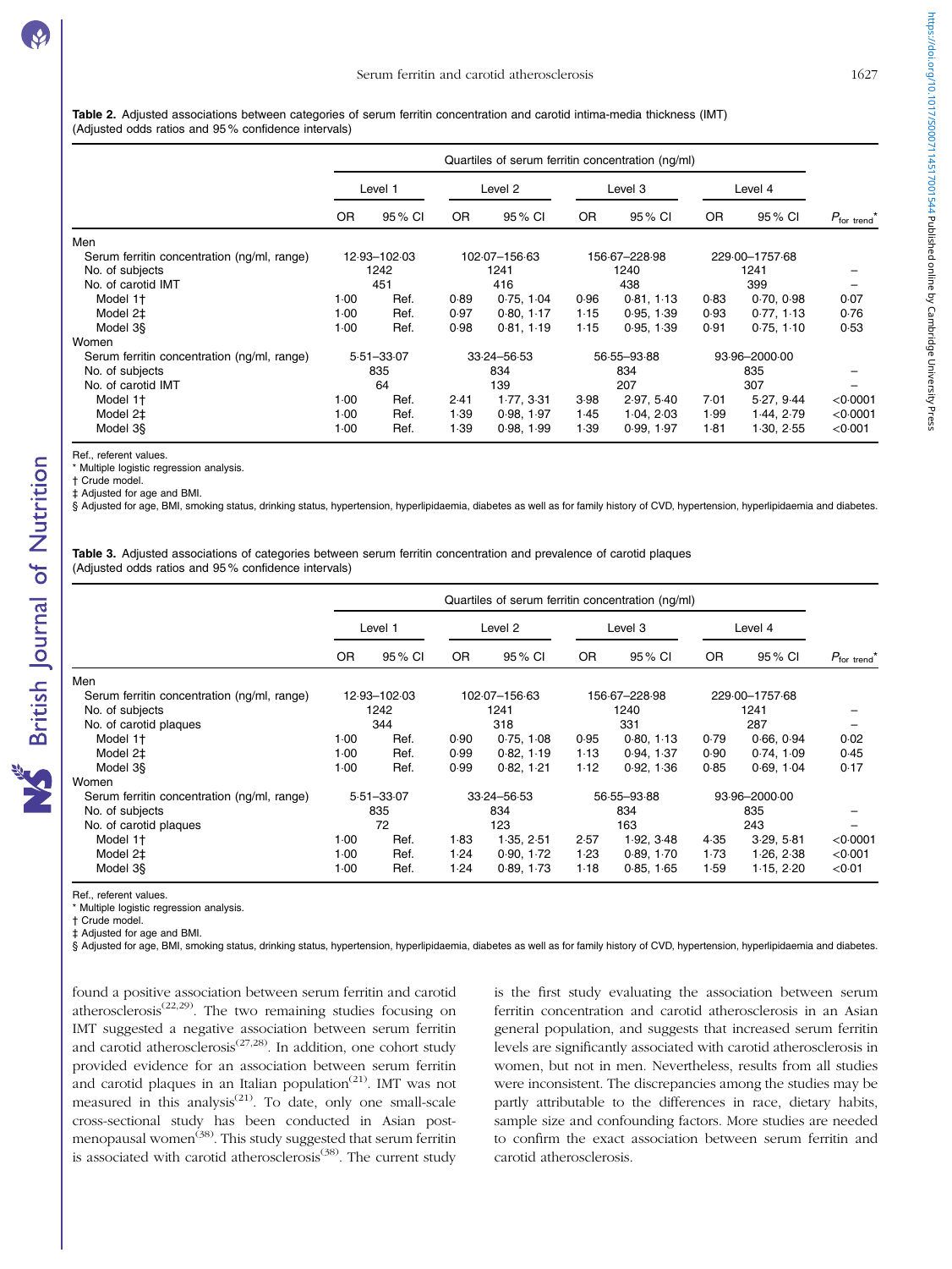**Table 2.** Adjusted associations between categories of serum ferritin concentration and carotid intima-media thickness (IMT) (Adjusted odds ratios and 95 % confidence intervals)

| | Quartiles of serum ferritin concentration (ng/ml) | | | | | | | | |
|---|---|---|---|---|---|---|---|---|---|
| | Level 1 | | Level 2 | | Level 3 | | Level 4 | | |
| | OR | 95 % CI | OR | 95 % CI | OR | 95 % CI | OR | 95 % CI | $P_{\text{for trend}}$* |
| Men | | | | | | | | | |
| Serum ferritin concentration (ng/ml, range) | 12·93–102·03 | | 102·07–156·63 | | 156·67–228·98 | | 229·00–1757·68 | | |
| No. of subjects | 1242 | | 1241 | | 1240 | | 1241 | | – |
| No. of carotid IMT | 451 | | 416 | | 438 | | 399 | | – |
| Model 1† | 1·00 | Ref. | 0·89 | 0·75, 1·04 | 0·96 | 0·81, 1·13 | 0·83 | 0·70, 0·98 | 0·07 |
| Model 2‡ | 1·00 | Ref. | 0·97 | 0·80, 1·17 | 1·15 | 0·95, 1·39 | 0·93 | 0·77, 1·13 | 0·76 |
| Model 3§ | 1·00 | Ref. | 0·98 | 0·81, 1·19 | 1·15 | 0·95, 1·39 | 0·91 | 0·75, 1·10 | 0·53 |
| Women | | | | | | | | | |
| Serum ferritin concentration (ng/ml, range) | 5·51–33·07 | | 33·24–56·53 | | 56·55–93·88 | | 93·96–2000·00 | | |
| No. of subjects | 835 | | 834 | | 834 | | 835 | | – |
| No. of carotid IMT | 64 | | 139 | | 207 | | 307 | | – |
| Model 1† | 1·00 | Ref. | 2·41 | 1·77, 3·31 | 3·98 | 2·97, 5·40 | 7·01 | 5·27, 9·44 | <0·0001 |
| Model 2‡ | 1·00 | Ref. | 1·39 | 0·98, 1·97 | 1·45 | 1·04, 2·03 | 1·99 | 1·44, 2·79 | <0·0001 |
| Model 3§ | 1·00 | Ref. | 1·39 | 0·98, 1·99 | 1·39 | 0·99, 1·97 | 1·81 | 1·30, 2·55 | <0·001 |

Ref., referent values.
\* Multiple logistic regression analysis.
† Crude model.
‡ Adjusted for age and BMI.
§ Adjusted for age, BMI, smoking status, drinking status, hypertension, hyperlipidaemia, diabetes as well as for family history of CVD, hypertension, hyperlipidaemia and diabetes.

**Table 3.** Adjusted associations of categories between serum ferritin concentration and prevalence of carotid plaques (Adjusted odds ratios and 95 % confidence intervals)

| | Quartiles of serum ferritin concentration (ng/ml) | | | | | | | | |
|---|---|---|---|---|---|---|---|---|---|
| | Level 1 | | Level 2 | | Level 3 | | Level 4 | | |
| | OR | 95 % CI | OR | 95 % CI | OR | 95 % CI | OR | 95 % CI | $P_{\text{for trend}}$* |
| Men | | | | | | | | | |
| Serum ferritin concentration (ng/ml, range) | 12·93–102·03 | | 102·07–156·63 | | 156·67–228·98 | | 229·00–1757·68 | | |
| No. of subjects | 1242 | | 1241 | | 1240 | | 1241 | | – |
| No. of carotid plaques | 344 | | 318 | | 331 | | 287 | | – |
| Model 1† | 1·00 | Ref. | 0·90 | 0·75, 1·08 | 0·95 | 0·80, 1·13 | 0·79 | 0·66, 0·94 | 0·02 |
| Model 2‡ | 1·00 | Ref. | 0·99 | 0·82, 1·19 | 1·13 | 0·94, 1·37 | 0·90 | 0·74, 1·09 | 0·45 |
| Model 3§ | 1·00 | Ref. | 0·99 | 0·82, 1·21 | 1·12 | 0·92, 1·36 | 0·85 | 0·69, 1·04 | 0·17 |
| Women | | | | | | | | | |
| Serum ferritin concentration (ng/ml, range) | 5·51–33·07 | | 33·24–56·53 | | 56·55–93·88 | | 93·96–2000·00 | | |
| No. of subjects | 835 | | 834 | | 834 | | 835 | | – |
| No. of carotid plaques | 72 | | 123 | | 163 | | 243 | | – |
| Model 1† | 1·00 | Ref. | 1·83 | 1·35, 2·51 | 2·57 | 1·92, 3·48 | 4·35 | 3·29, 5·81 | <0·0001 |
| Model 2‡ | 1·00 | Ref. | 1·24 | 0·90, 1·72 | 1·23 | 0·89, 1·70 | 1·73 | 1·26, 2·38 | <0·001 |
| Model 3§ | 1·00 | Ref. | 1·24 | 0·89, 1·73 | 1·18 | 0·85, 1·65 | 1·59 | 1·15, 2·20 | <0·01 |

Ref., referent values.
\* Multiple logistic regression analysis.
† Crude model.
‡ Adjusted for age and BMI.
§ Adjusted for age, BMI, smoking status, drinking status, hypertension, hyperlipidaemia, diabetes as well as for family history of CVD, hypertension, hyperlipidaemia and diabetes.

found a positive association between serum ferritin and carotid atherosclerosis[22,29]. The two remaining studies focusing on IMT suggested a negative association between serum ferritin and carotid atherosclerosis[27,28]. In addition, one cohort study provided evidence for an association between serum ferritin and carotid plaques in an Italian population[21]. IMT was not measured in this analysis[21]. To date, only one small-scale cross-sectional study has been conducted in Asian post-menopausal women[38]. This study suggested that serum ferritin is associated with carotid atherosclerosis[38]. The current study is the first study evaluating the association between serum ferritin concentration and carotid atherosclerosis in an Asian general population, and suggests that increased serum ferritin levels are significantly associated with carotid atherosclerosis in women, but not in men. Nevertheless, results from all studies were inconsistent. The discrepancies among the studies may be partly attributable to the differences in race, dietary habits, sample size and confounding factors. More studies are needed to confirm the exact association between serum ferritin and carotid atherosclerosis.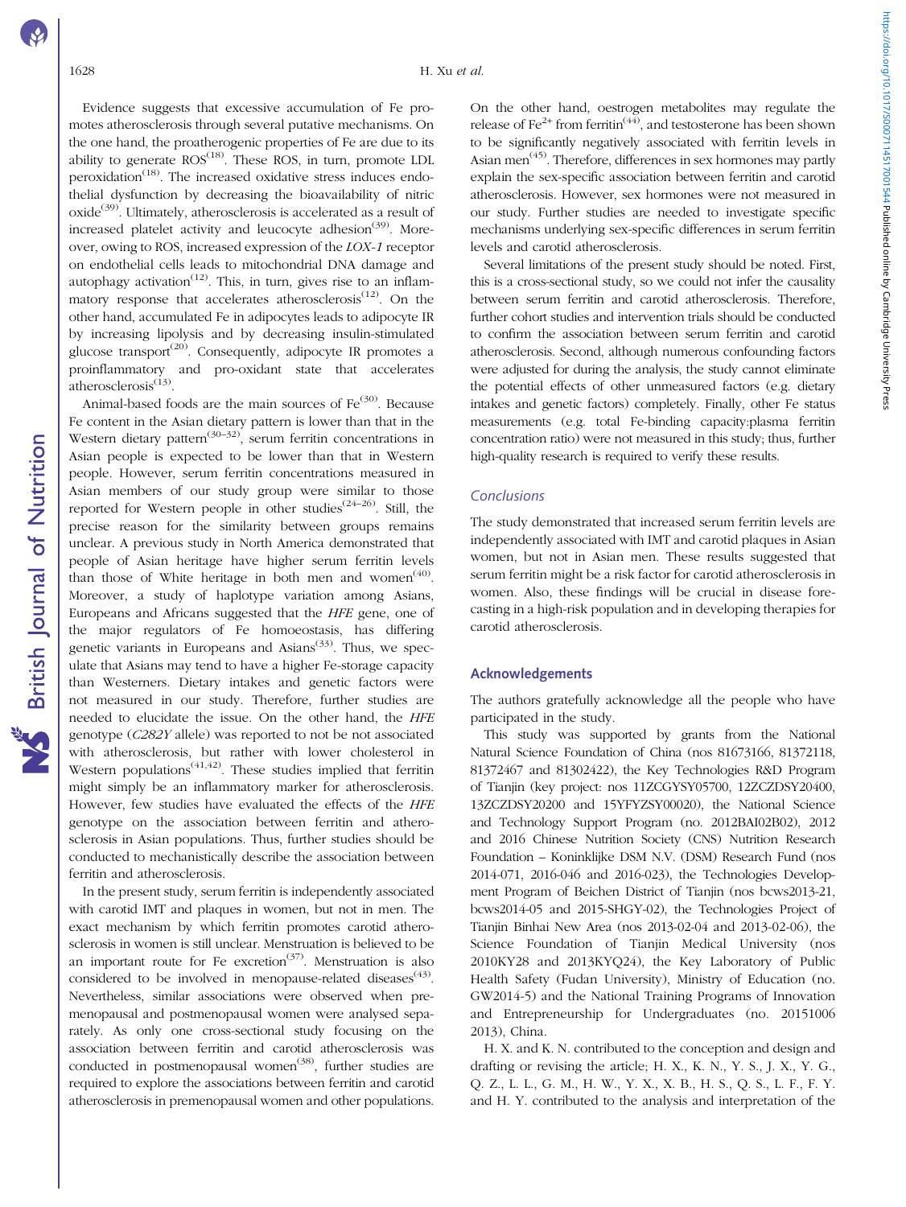Evidence suggests that excessive accumulation of Fe promotes atherosclerosis through several putative mechanisms. On the one hand, the proatherogenic properties of Fe are due to its ability to generate ROS[18]. These ROS, in turn, promote LDL peroxidation[18]. The increased oxidative stress induces endothelial dysfunction by decreasing the bioavailability of nitric oxide[39]. Ultimately, atherosclerosis is accelerated as a result of increased platelet activity and leucocyte adhesion[39]. Moreover, owing to ROS, increased expression of the *LOX-1* receptor on endothelial cells leads to mitochondrial DNA damage and autophagy activation[12]. This, in turn, gives rise to an inflammatory response that accelerates atherosclerosis[12]. On the other hand, accumulated Fe in adipocytes leads to adipocyte IR by increasing lipolysis and by decreasing insulin-stimulated glucose transport[20]. Consequently, adipocyte IR promotes a proinflammatory and pro-oxidant state that accelerates atherosclerosis[13].

Animal-based foods are the main sources of Fe[30]. Because Fe content in the Asian dietary pattern is lower than that in the Western dietary pattern[30–32], serum ferritin concentrations in Asian people is expected to be lower than that in Western people. However, serum ferritin concentrations measured in Asian members of our study group were similar to those reported for Western people in other studies[24–26]. Still, the precise reason for the similarity between groups remains unclear. A previous study in North America demonstrated that people of Asian heritage have higher serum ferritin levels than those of White heritage in both men and women[40]. Moreover, a study of haplotype variation among Asians, Europeans and Africans suggested that the *HFE* gene, one of the major regulators of Fe homoeostasis, has differing genetic variants in Europeans and Asians[33]. Thus, we speculate that Asians may tend to have a higher Fe-storage capacity than Westerners. Dietary intakes and genetic factors were not measured in our study. Therefore, further studies are needed to elucidate the issue. On the other hand, the *HFE* genotype (*C282Y* allele) was reported to not be associated with atherosclerosis, but rather with lower cholesterol in Western populations[41,42]. These studies implied that ferritin might simply be an inflammatory marker for atherosclerosis. However, few studies have evaluated the effects of the *HFE* genotype on the association between ferritin and atherosclerosis in Asian populations. Thus, further studies should be conducted to mechanistically describe the association between ferritin and atherosclerosis.

In the present study, serum ferritin is independently associated with carotid IMT and plaques in women, but not in men. The exact mechanism by which ferritin promotes carotid atherosclerosis in women is still unclear. Menstruation is believed to be an important route for Fe excretion[37]. Menstruation is also considered to be involved in menopause-related diseases[43]. Nevertheless, similar associations were observed when premenopausal and postmenopausal women were analysed separately. As only one cross-sectional study focusing on the association between ferritin and carotid atherosclerosis was conducted in postmenopausal women[38], further studies are required to explore the associations between ferritin and carotid atherosclerosis in premenopausal women and other populations. On the other hand, oestrogen metabolites may regulate the release of $Fe^{2+}$ from ferritin[44], and testosterone has been shown to be significantly negatively associated with ferritin levels in Asian men[45]. Therefore, differences in sex hormones may partly explain the sex-specific association between ferritin and carotid atherosclerosis. However, sex hormones were not measured in our study. Further studies are needed to investigate specific mechanisms underlying sex-specific differences in serum ferritin levels and carotid atherosclerosis.

Several limitations of the present study should be noted. First, this is a cross-sectional study, so we could not infer the causality between serum ferritin and carotid atherosclerosis. Therefore, further cohort studies and intervention trials should be conducted to confirm the association between serum ferritin and carotid atherosclerosis. Second, although numerous confounding factors were adjusted for during the analysis, the study cannot eliminate the potential effects of other unmeasured factors (e.g. dietary intakes and genetic factors) completely. Finally, other Fe status measurements (e.g. total Fe-binding capacity:plasma ferritin concentration ratio) were not measured in this study; thus, further high-quality research is required to verify these results.

## Conclusions

The study demonstrated that increased serum ferritin levels are independently associated with IMT and carotid plaques in Asian women, but not in Asian men. These results suggested that serum ferritin might be a risk factor for carotid atherosclerosis in women. Also, these findings will be crucial in disease forecasting in a high-risk population and in developing therapies for carotid atherosclerosis.

## Acknowledgements

The authors gratefully acknowledge all the people who have participated in the study.

This study was supported by grants from the National Natural Science Foundation of China (nos 81673166, 81372118, 81372467 and 81302422), the Key Technologies R&D Program of Tianjin (key project: nos 11ZCGYSY05700, 12ZCZDSY20400, 13ZCZDSY20200 and 15YFYZSY00020), the National Science and Technology Support Program (no. 2012BAI02B02), 2012 and 2016 Chinese Nutrition Society (CNS) Nutrition Research Foundation – Koninklijke DSM N.V. (DSM) Research Fund (nos 2014-071, 2016-046 and 2016-023), the Technologies Development Program of Beichen District of Tianjin (nos bcws2013-21, bcws2014-05 and 2015-SHGY-02), the Technologies Project of Tianjin Binhai New Area (nos 2013-02-04 and 2013-02-06), the Science Foundation of Tianjin Medical University (nos 2010KY28 and 2013KYQ24), the Key Laboratory of Public Health Safety (Fudan University), Ministry of Education (no. GW2014-5) and the National Training Programs of Innovation and Entrepreneurship for Undergraduates (no. 20151006 2013), China.

H. X. and K. N. contributed to the conception and design and drafting or revising the article; H. X., K. N., Y. S., J. X., Y. G., Q. Z., L. L., G. M., H. W., Y. X., X. B., H. S., Q. S., L. F., F. Y. and H. Y. contributed to the analysis and interpretation of the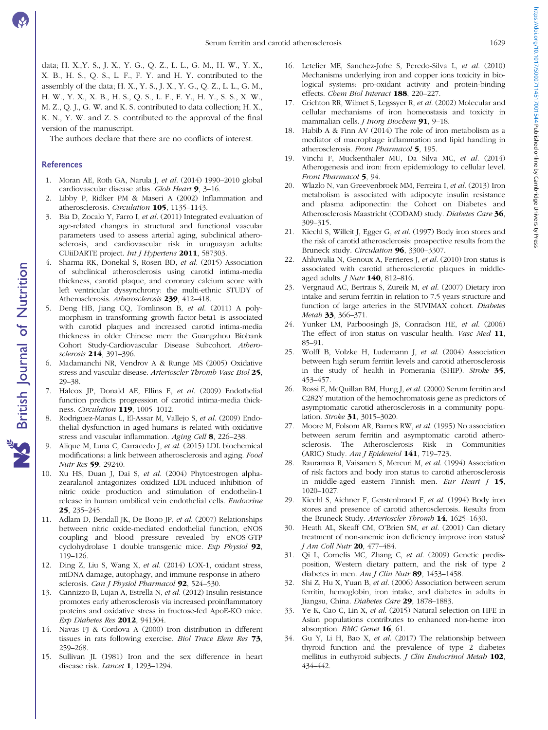data; H. X.,Y. S., J. X., Y. G., Q. Z., L. L., G. M., H. W., Y. X., X. B., H. S., Q. S., L. F., F. Y. and H. Y. contributed to the assembly of the data; H. X., Y. S., J. X., Y. G., Q. Z., L. L., G. M., H. W., Y. X., X. B., H. S., Q. S., L. F., F. Y., H. Y., S. S., X. W., M. Z., Q. J., G. W. and K. S. contributed to data collection; H. X., K. N., Y. W. and Z. S. contributed to the approval of the final version of the manuscript.

The authors declare that there are no conflicts of interest.

## References

1. Moran AE, Roth GA, Narula J, *et al.* (2014) 1990–2010 global cardiovascular disease atlas. *Glob Heart* **9**, 3–16.
2. Libby P, Ridker PM & Maseri A (2002) Inflammation and atherosclerosis. *Circulation* **105**, 1135–1143.
3. Bia D, Zocalo Y, Farro I, *et al.* (2011) Integrated evaluation of age-related changes in structural and functional vascular parameters used to assess arterial aging, subclinical atherosclerosis, and cardiovascular risk in uruguayan adults: CUiiDARTE project. *Int J Hypertens* **2011**, 587303.
4. Sharma RK, Donekal S, Rosen BD, *et al.* (2015) Association of subclinical atherosclerosis using carotid intima-media thickness, carotid plaque, and coronary calcium score with left ventricular dyssynchrony: the multi-ethnic STUDY of Atherosclerosis. *Atherosclerosis* **239**, 412–418.
5. Deng HB, Jiang CQ, Tomlinson B, *et al.* (2011) A polymorphism in transforming growth factor-beta1 is associated with carotid plaques and increased carotid intima-media thickness in older Chinese men: the Guangzhou Biobank Cohort Study-Cardiovascular Disease Subcohort. *Atherosclerosis* **214**, 391–396.
6. Madamanchi NR, Vendrov A & Runge MS (2005) Oxidative stress and vascular disease. *Arterioscler Thromb Vasc Biol* **25**, 29–38.
7. Halcox JP, Donald AE, Ellins E, *et al.* (2009) Endothelial function predicts progression of carotid intima-media thickness. *Circulation* **119**, 1005–1012.
8. Rodriguez-Manas L, El-Assar M, Vallejo S, *et al.* (2009) Endothelial dysfunction in aged humans is related with oxidative stress and vascular inflammation. *Aging Cell* **8**, 226–238.
9. Alique M, Luna C, Carracedo J, *et al.* (2015) LDL biochemical modifications: a link between atherosclerosis and aging. *Food Nutr Res* **59**, 29240.
10. Xu HS, Duan J, Dai S, *et al.* (2004) Phytoestrogen alpha-zearalanol antagonizes oxidized LDL-induced inhibition of nitric oxide production and stimulation of endothelin-1 release in human umbilical vein endothelial cells. *Endocrine* **25**, 235–245.
11. Adlam D, Bendall JK, De Bono JP, *et al.* (2007) Relationships between nitric oxide-mediated endothelial function, eNOS coupling and blood pressure revealed by eNOS-GTP cyclohydrolase 1 double transgenic mice. *Exp Physiol* **92**, 119–126.
12. Ding Z, Liu S, Wang X, *et al.* (2014) LOX-1, oxidant stress, mtDNA damage, autophagy, and immune response in atherosclerosis. *Can J Physiol Pharmacol* **92**, 524–530.
13. Cannizzo B, Lujan A, Estrella N, *et al.* (2012) Insulin resistance promotes early atherosclerosis via increased proinflammatory proteins and oxidative stress in fructose-fed ApoE-KO mice. *Exp Diabetes Res* **2012**, 941304.
14. Navas FJ & Cordova A (2000) Iron distribution in different tissues in rats following exercise. *Biol Trace Elem Res* **73**, 259–268.
15. Sullivan JL (1981) Iron and the sex difference in heart disease risk. *Lancet* **1**, 1293–1294.
16. Letelier ME, Sanchez-Jofre S, Peredo-Silva L, *et al.* (2010) Mechanisms underlying iron and copper ions toxicity in biological systems: pro-oxidant activity and protein-binding effects. *Chem Biol Interact* **188**, 220–227.
17. Crichton RR, Wilmet S, Legssyer R, *et al.* (2002) Molecular and cellular mechanisms of iron homeostasis and toxicity in mammalian cells. *J Inorg Biochem* **91**, 9–18.
18. Habib A & Finn AV (2014) The role of iron metabolism as a mediator of macrophage inflammation and lipid handling in atherosclerosis. *Front Pharmacol* **5**, 195.
19. Vinchi F, Muckenthaler MU, Da Silva MC, *et al.* (2014) Atherogenesis and iron: from epidemiology to cellular level. *Front Pharmacol* **5**, 94.
20. Wlazlo N, van Greevenbroek MM, Ferreira I, *et al.* (2013) Iron metabolism is associated with adipocyte insulin resistance and plasma adiponectin: the Cohort on Diabetes and Atherosclerosis Maastricht (CODAM) study. *Diabetes Care* **36**, 309–315.
21. Kiechl S, Willeit J, Egger G, *et al.* (1997) Body iron stores and the risk of carotid atherosclerosis: prospective results from the Bruneck study. *Circulation* **96**, 3300–3307.
22. Ahluwalia N, Genoux A, Ferrieres J, *et al.* (2010) Iron status is associated with carotid atherosclerotic plaques in middle-aged adults. *J Nutr* **140**, 812–816.
23. Vergnaud AC, Bertrais S, Zureik M, *et al.* (2007) Dietary iron intake and serum ferritin in relation to 7.5 years structure and function of large arteries in the SUVIMAX cohort. *Diabetes Metab* **33**, 366–371.
24. Yunker LM, Parboosingh JS, Conradson HE, *et al.* (2006) The effect of iron status on vascular health. *Vasc Med* **11**, 85–91.
25. Wolff B, Volzke H, Ludemann J, *et al.* (2004) Association between high serum ferritin levels and carotid atherosclerosis in the study of health in Pomerania (SHIP). *Stroke* **35**, 453–457.
26. Rossi E, McQuillan BM, Hung J, *et al.* (2000) Serum ferritin and C282Y mutation of the hemochromatosis gene as predictors of asymptomatic carotid atherosclerosis in a community population. *Stroke* **31**, 3015–3020.
27. Moore M, Folsom AR, Barnes RW, *et al.* (1995) No association between serum ferritin and asymptomatic carotid atherosclerosis. The Atherosclerosis Risk in Communities (ARIC) Study. *Am J Epidemiol* **141**, 719–723.
28. Rauramaa R, Vaisanen S, Mercuri M, *et al.* (1994) Association of risk factors and body iron status to carotid atherosclerosis in middle-aged eastern Finnish men. *Eur Heart J* **15**, 1020–1027.
29. Kiechl S, Aichner F, Gerstenbrand F, *et al.* (1994) Body iron stores and presence of carotid atherosclerosis. Results from the Bruneck Study. *Arterioscler Thromb* **14**, 1625–1630.
30. Heath AL, Skeaff CM, O'Brien SM, *et al.* (2001) Can dietary treatment of non-anemic iron deficiency improve iron status? *J Am Coll Nutr* **20**, 477–484.
31. Qi L, Cornelis MC, Zhang C, *et al.* (2009) Genetic predisposition, Western dietary pattern, and the risk of type 2 diabetes in men. *Am J Clin Nutr* **89**, 1453–1458.
32. Shi Z, Hu X, Yuan B, *et al.* (2006) Association between serum ferritin, hemoglobin, iron intake, and diabetes in adults in Jiangsu, China. *Diabetes Care* **29**, 1878–1883.
33. Ye K, Cao C, Lin X, *et al.* (2015) Natural selection on HFE in Asian populations contributes to enhanced non-heme iron absorption. *BMC Genet* **16**, 61.
34. Gu Y, Li H, Bao X, *et al.* (2017) The relationship between thyroid function and the prevalence of type 2 diabetes mellitus in euthyroid subjects. *J Clin Endocrinol Metab* **102**, 434–442.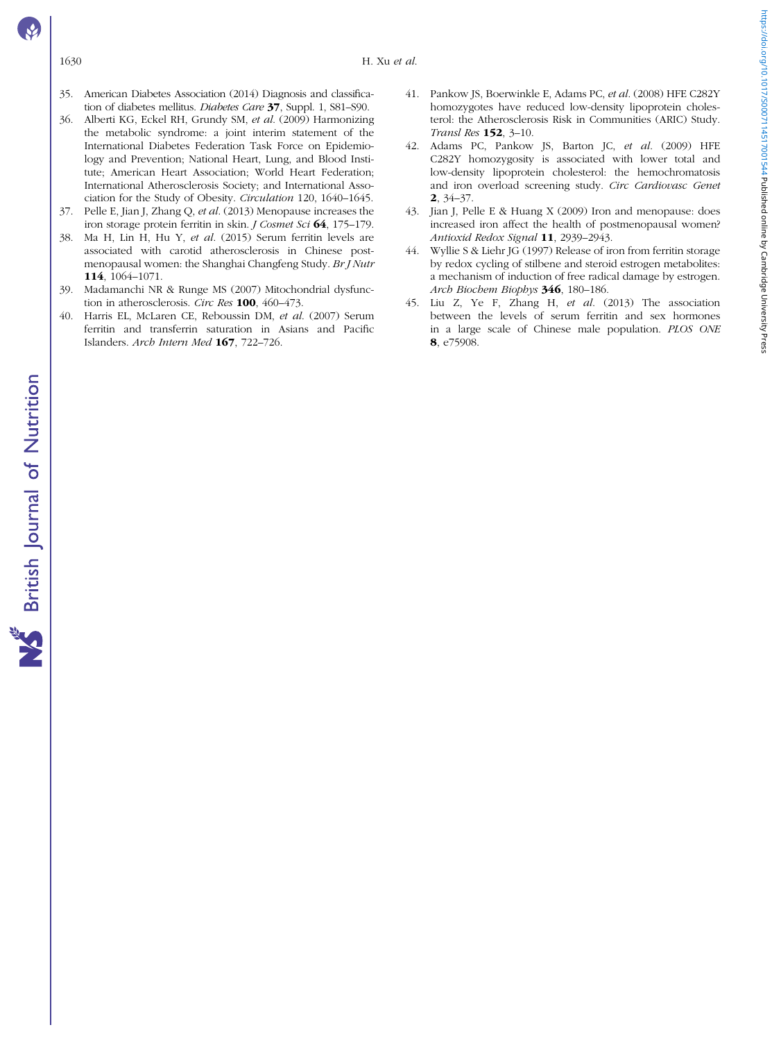35. American Diabetes Association (2014) Diagnosis and classification of diabetes mellitus. *Diabetes Care* **37**, Suppl. 1, S81–S90.
36. Alberti KG, Eckel RH, Grundy SM, *et al.* (2009) Harmonizing the metabolic syndrome: a joint interim statement of the International Diabetes Federation Task Force on Epidemiology and Prevention; National Heart, Lung, and Blood Institute; American Heart Association; World Heart Federation; International Atherosclerosis Society; and International Association for the Study of Obesity. *Circulation* 120, 1640–1645.
37. Pelle E, Jian J, Zhang Q, *et al.* (2013) Menopause increases the iron storage protein ferritin in skin. *J Cosmet Sci* **64**, 175–179.
38. Ma H, Lin H, Hu Y, *et al.* (2015) Serum ferritin levels are associated with carotid atherosclerosis in Chinese postmenopausal women: the Shanghai Changfeng Study. *Br J Nutr* **114**, 1064–1071.
39. Madamanchi NR & Runge MS (2007) Mitochondrial dysfunction in atherosclerosis. *Circ Res* **100**, 460–473.
40. Harris EL, McLaren CE, Reboussin DM, *et al.* (2007) Serum ferritin and transferrin saturation in Asians and Pacific Islanders. *Arch Intern Med* **167**, 722–726.
41. Pankow JS, Boerwinkle E, Adams PC, *et al.* (2008) HFE C282Y homozygotes have reduced low-density lipoprotein cholesterol: the Atherosclerosis Risk in Communities (ARIC) Study. *Transl Res* **152**, 3–10.
42. Adams PC, Pankow JS, Barton JC, *et al.* (2009) HFE C282Y homozygosity is associated with lower total and low-density lipoprotein cholesterol: the hemochromatosis and iron overload screening study. *Circ Cardiovasc Genet* **2**, 34–37.
43. Jian J, Pelle E & Huang X (2009) Iron and menopause: does increased iron affect the health of postmenopausal women? *Antioxid Redox Signal* **11**, 2939–2943.
44. Wyllie S & Liehr JG (1997) Release of iron from ferritin storage by redox cycling of stilbene and steroid estrogen metabolites: a mechanism of induction of free radical damage by estrogen. *Arch Biochem Biophys* **346**, 180–186.
45. Liu Z, Ye F, Zhang H, *et al.* (2013) The association between the levels of serum ferritin and sex hormones in a large scale of Chinese male population. *PLOS ONE* **8**, e75908.